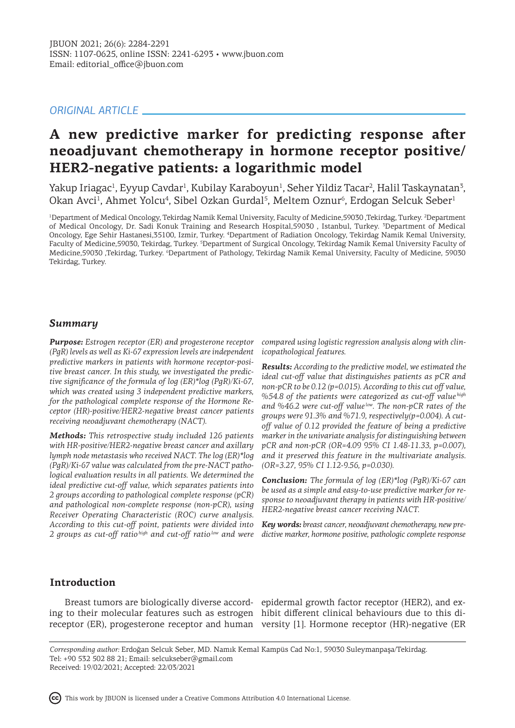*ORIGINAL ARTICLE*

# A new predictive marker for predicting response after neoadjuvant chemotherapy in hormone receptor positive/HER2-negative patients: a logarithmic model

Yakup Iriagac[1], Eyyup Cavdar[1], Kubilay Karaboyun[1], Seher Yildiz Tacar[2], Halil Taskaynatan[3], Okan Avci[1], Ahmet Yolcu[4], Sibel Ozkan Gurdal[5], Meltem Oznur[6], Erdogan Selcuk Seber[1]

[1]Department of Medical Oncology, Tekirdag Namik Kemal University, Faculty of Medicine,59030 ,Tekirdag, Turkey. [2]Department of Medical Oncology, Dr. Sadi Konuk Training and Research Hospital,59030 , Istanbul, Turkey. [3]Department of Medical Oncology, Ege Sehir Hastanesi,35100, Izmir, Turkey. [4]Department of Radiation Oncology, Tekirdag Namik Kemal University, Faculty of Medicine,59030, Tekirdag, Turkey. [5]Department of Surgical Oncology, Tekirdag Namik Kemal University Faculty of Medicine,59030 ,Tekirdag, Turkey. [6]Department of Pathology, Tekirdag Namik Kemal University, Faculty of Medicine, 59030 Tekirdag, Turkey.

## Summary

***Purpose:*** *Estrogen receptor (ER) and progesterone receptor (PgR) levels as well as Ki-67 expression levels are independent predictive markers in patients with hormone receptor-positive breast cancer. In this study, we investigated the predictive significance of the formula of log (ER)*log (PgR)/Ki-67, which was created using 3 independent predictive markers, for the pathological complete response of the Hormone Receptor (HR)-positive/HER2-negative breast cancer patients receiving neoadjuvant chemotherapy (NACT).*

***Methods:*** *This retrospective study included 126 patients with HR-positive/HER2-negative breast cancer and axillary lymph node metastasis who received NACT. The log (ER)*log (PgR)/Ki-67 value was calculated from the pre-NACT pathological evaluation results in all patients. We determined the ideal predictive cut-off value, which separates patients into 2 groups according to pathological complete response (pCR) and pathological non-complete response (non-pCR), using Receiver Operating Characteristic (ROC) curve analysis. According to this cut-off point, patients were divided into 2 groups as cut-off ratio*$^{high}$ *and cut-off ratio*$^{low}$ *and were compared using logistic regression analysis along with clinicopathological features.*

***Results:*** *According to the predictive model, we estimated the ideal cut-off value that distinguishes patients as pCR and non-pCR to be 0.12 (p=0.015). According to this cut off value, %54.8 of the patients were categorized as cut-off value*$^{high}$ *and %46.2 were cut-off value*$^{low}$*. The non-pCR rates of the groups were 91.3% and %71.9, respectively(p=0.004). A cut-off value of 0.12 provided the feature of being a predictive marker in the univariate analysis for distinguishing between pCR and non-pCR (OR=4.09 95% CI 1.48-11.33, p=0.007), and it preserved this feature in the multivariate analysis. (OR=3.27, 95% CI 1.12-9.56, p=0.030).*

***Conclusion:*** *The formula of log (ER)*log (PgR)/Ki-67 can be used as a simple and easy-to-use predictive marker for response to neoadjuvant therapy in patients with HR-positive/HER2-negative breast cancer receiving NACT.*

***Key words:*** *breast cancer, neoadjuvant chemotherapy, new predictive marker, hormone positive, pathologic complete response*

## Introduction

Breast tumors are biologically diverse according to their molecular features such as estrogen receptor (ER), progesterone receptor and human epidermal growth factor receptor (HER2), and exhibit different clinical behaviours due to this diversity [1]. Hormone receptor (HR)-negative (ER

*Corresponding author:* Erdoğan Selcuk Seber, MD. Namık Kemal Kampüs Cad No:1, 59030 Suleymanpaşa/Tekirdag.
Tel: +90 532 502 88 21; Email: selcukseber@gmail.com
Received: 19/02/2021; Accepted: 22/03/2021

This work by JBUON is licensed under a Creative Commons Attribution 4.0 International License.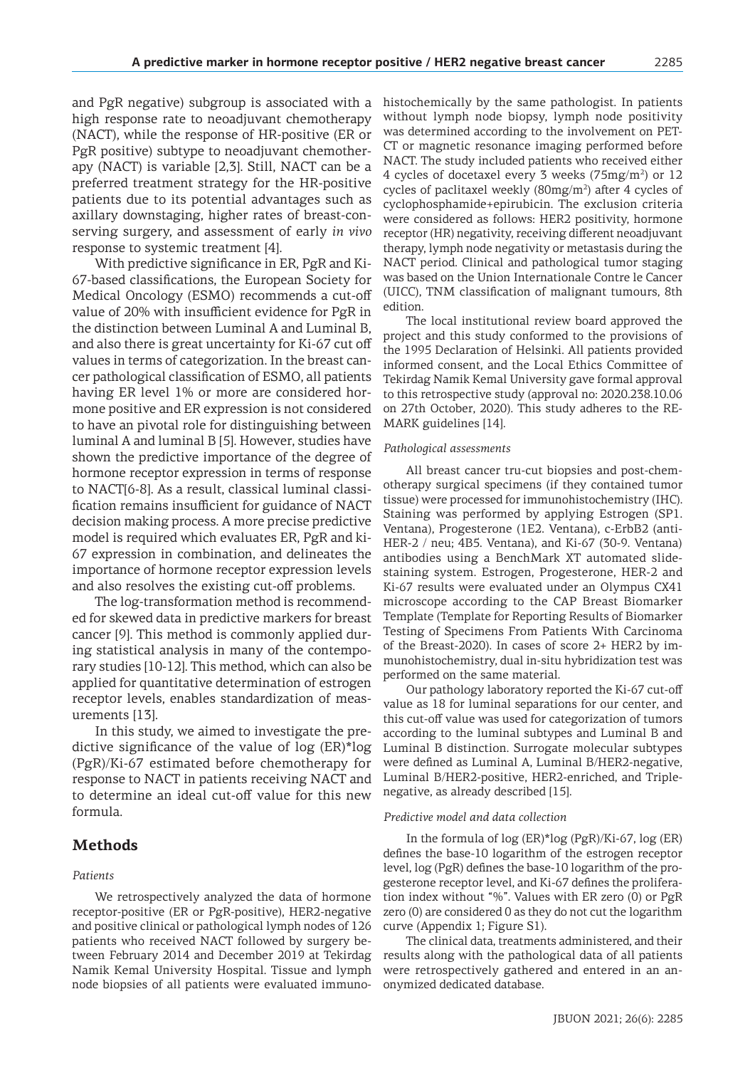and PgR negative) subgroup is associated with a high response rate to neoadjuvant chemotherapy (NACT), while the response of HR-positive (ER or PgR positive) subtype to neoadjuvant chemotherapy (NACT) is variable [2,3]. Still, NACT can be a preferred treatment strategy for the HR-positive patients due to its potential advantages such as axillary downstaging, higher rates of breast-conserving surgery, and assessment of early *in vivo* response to systemic treatment [4].

With predictive significance in ER, PgR and Ki-67-based classifications, the European Society for Medical Oncology (ESMO) recommends a cut-off value of 20% with insufficient evidence for PgR in the distinction between Luminal A and Luminal B, and also there is great uncertainty for Ki-67 cut off values in terms of categorization. In the breast cancer pathological classification of ESMO, all patients having ER level 1% or more are considered hormone positive and ER expression is not considered to have an pivotal role for distinguishing between luminal A and luminal B [5]. However, studies have shown the predictive importance of the degree of hormone receptor expression in terms of response to NACT[6-8]. As a result, classical luminal classification remains insufficient for guidance of NACT decision making process. A more precise predictive model is required which evaluates ER, PgR and ki-67 expression in combination, and delineates the importance of hormone receptor expression levels and also resolves the existing cut-off problems.

The log-transformation method is recommended for skewed data in predictive markers for breast cancer [9]. This method is commonly applied during statistical analysis in many of the contemporary studies [10-12]. This method, which can also be applied for quantitative determination of estrogen receptor levels, enables standardization of measurements [13].

In this study, we aimed to investigate the predictive significance of the value of log (ER)*log (PgR)/Ki-67 estimated before chemotherapy for response to NACT in patients receiving NACT and to determine an ideal cut-off value for this new formula.

## Methods

### *Patients*

We retrospectively analyzed the data of hormone receptor-positive (ER or PgR-positive), HER2-negative and positive clinical or pathological lymph nodes of 126 patients who received NACT followed by surgery between February 2014 and December 2019 at Tekirdag Namik Kemal University Hospital. Tissue and lymph node biopsies of all patients were evaluated immunohistochemically by the same pathologist. In patients without lymph node biopsy, lymph node positivity was determined according to the involvement on PET-CT or magnetic resonance imaging performed before NACT. The study included patients who received either 4 cycles of docetaxel every 3 weeks (75mg/m$^2$) or 12 cycles of paclitaxel weekly (80mg/m$^2$) after 4 cycles of cyclophosphamide+epirubicin. The exclusion criteria were considered as follows: HER2 positivity, hormone receptor (HR) negativity, receiving different neoadjuvant therapy, lymph node negativity or metastasis during the NACT period. Clinical and pathological tumor staging was based on the Union Internationale Contre le Cancer (UICC), TNM classification of malignant tumours, 8th edition.

The local institutional review board approved the project and this study conformed to the provisions of the 1995 Declaration of Helsinki. All patients provided informed consent, and the Local Ethics Committee of Tekirdag Namik Kemal University gave formal approval to this retrospective study (approval no: 2020.238.10.06 on 27th October, 2020). This study adheres to the REMARK guidelines [14].

### *Pathological assessments*

All breast cancer tru-cut biopsies and post-chemotherapy surgical specimens (if they contained tumor tissue) were processed for immunohistochemistry (IHC). Staining was performed by applying Estrogen (SP1. Ventana), Progesterone (1E2. Ventana), c-ErbB2 (anti-HER-2 / neu; 4B5. Ventana), and Ki-67 (30-9. Ventana) antibodies using a BenchMark XT automated slide-staining system. Estrogen, Progesterone, HER-2 and Ki-67 results were evaluated under an Olympus CX41 microscope according to the CAP Breast Biomarker Template (Template for Reporting Results of Biomarker Testing of Specimens From Patients With Carcinoma of the Breast-2020). In cases of score 2+ HER2 by immunohistochemistry, dual in-situ hybridization test was performed on the same material.

Our pathology laboratory reported the Ki-67 cut-off value as 18 for luminal separations for our center, and this cut-off value was used for categorization of tumors according to the luminal subtypes and Luminal B and Luminal B distinction. Surrogate molecular subtypes were defined as Luminal A, Luminal B/HER2-negative, Luminal B/HER2-positive, HER2-enriched, and Triple-negative, as already described [15].

### *Predictive model and data collection*

In the formula of log (ER)*log (PgR)/Ki-67, log (ER) defines the base-10 logarithm of the estrogen receptor level, log (PgR) defines the base-10 logarithm of the progesterone receptor level, and Ki-67 defines the proliferation index without "%". Values with ER zero (0) or PgR zero (0) are considered 0 as they do not cut the logarithm curve (Appendix 1; Figure S1).

The clinical data, treatments administered, and their results along with the pathological data of all patients were retrospectively gathered and entered in an anonymized dedicated database.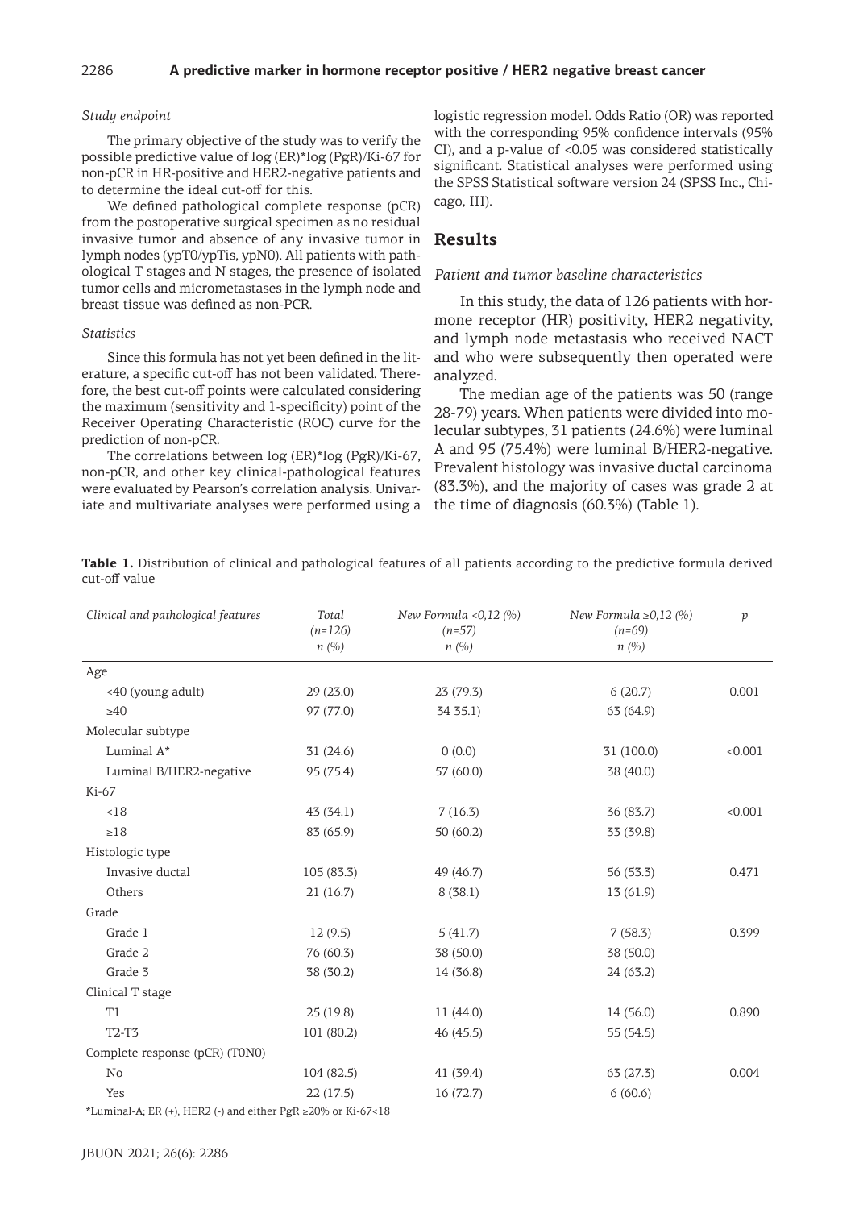*Study endpoint*

The primary objective of the study was to verify the possible predictive value of log (ER)*log (PgR)/Ki-67 for non-pCR in HR-positive and HER2-negative patients and to determine the ideal cut-off for this.

We defined pathological complete response (pCR) from the postoperative surgical specimen as no residual invasive tumor and absence of any invasive tumor in lymph nodes (ypT0/ypTis, ypN0). All patients with pathological T stages and N stages, the presence of isolated tumor cells and micrometastases in the lymph node and breast tissue was defined as non-PCR.

*Statistics*

Since this formula has not yet been defined in the literature, a specific cut-off has not been validated. Therefore, the best cut-off points were calculated considering the maximum (sensitivity and 1-specificity) point of the Receiver Operating Characteristic (ROC) curve for the prediction of non-pCR.

The correlations between log (ER)*log (PgR)/Ki-67, non-pCR, and other key clinical-pathological features were evaluated by Pearson's correlation analysis. Univariate and multivariate analyses were performed using a logistic regression model. Odds Ratio (OR) was reported with the corresponding 95% confidence intervals (95% CI), and a p-value of <0.05 was considered statistically significant. Statistical analyses were performed using the SPSS Statistical software version 24 (SPSS Inc., Chicago, III).

## Results

*Patient and tumor baseline characteristics*

In this study, the data of 126 patients with hormone receptor (HR) positivity, HER2 negativity, and lymph node metastasis who received NACT and who were subsequently then operated were analyzed.

The median age of the patients was 50 (range 28-79) years. When patients were divided into molecular subtypes, 31 patients (24.6%) were luminal A and 95 (75.4%) were luminal B/HER2-negative. Prevalent histology was invasive ductal carcinoma (83.3%), and the majority of cases was grade 2 at the time of diagnosis (60.3%) (Table 1).

**Table 1.** Distribution of clinical and pathological features of all patients according to the predictive formula derived cut-off value

| *Clinical and pathological features* | *Total (n=126) n (%)* | *New Formula <0,12 (%) (n=57) n (%)* | *New Formula ≥0,12 (%) (n=69) n (%)* | *p* |
|---|---|---|---|---|
| Age | | | | |
| <40 (young adult) | 29 (23.0) | 23 (79.3) | 6 (20.7) | 0.001 |
| ≥40 | 97 (77.0) | 34 35.1) | 63 (64.9) | |
| Molecular subtype | | | | |
| Luminal A* | 31 (24.6) | 0 (0.0) | 31 (100.0) | <0.001 |
| Luminal B/HER2-negative | 95 (75.4) | 57 (60.0) | 38 (40.0) | |
| Ki-67 | | | | |
| <18 | 43 (34.1) | 7 (16.3) | 36 (83.7) | <0.001 |
| ≥18 | 83 (65.9) | 50 (60.2) | 33 (39.8) | |
| Histologic type | | | | |
| Invasive ductal | 105 (83.3) | 49 (46.7) | 56 (53.3) | 0.471 |
| Others | 21 (16.7) | 8 (38.1) | 13 (61.9) | |
| Grade | | | | |
| Grade 1 | 12 (9.5) | 5 (41.7) | 7 (58.3) | 0.399 |
| Grade 2 | 76 (60.3) | 38 (50.0) | 38 (50.0) | |
| Grade 3 | 38 (30.2) | 14 (36.8) | 24 (63.2) | |
| Clinical T stage | | | | |
| T1 | 25 (19.8) | 11 (44.0) | 14 (56.0) | 0.890 |
| T2-T3 | 101 (80.2) | 46 (45.5) | 55 (54.5) | |
| Complete response (pCR) (T0N0) | | | | |
| No | 104 (82.5) | 41 (39.4) | 63 (27.3) | 0.004 |
| Yes | 22 (17.5) | 16 (72.7) | 6 (60.6) | |

*Luminal-A; ER (+), HER2 (-) and either PgR ≥20% or Ki-67<18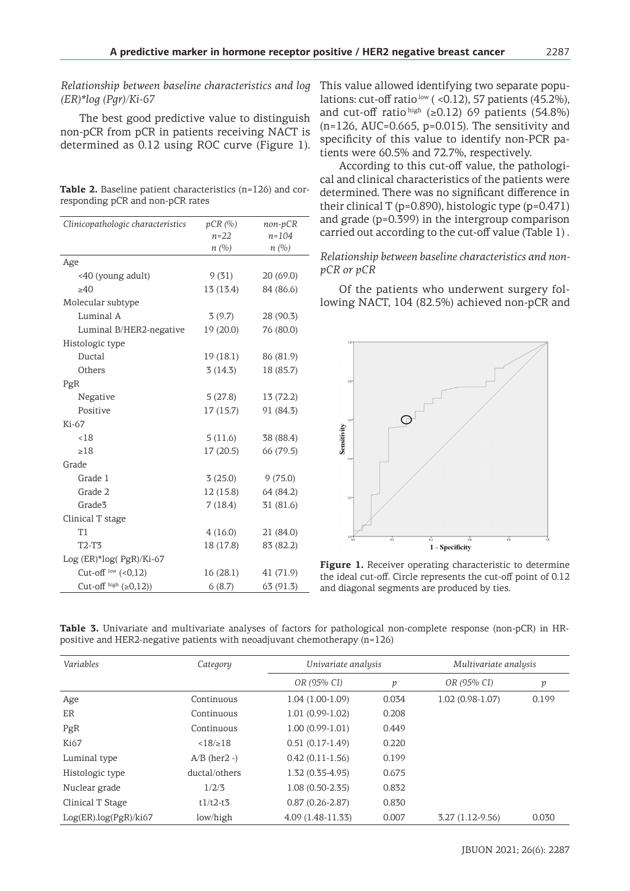*Relationship between baseline characteristics and log (ER)*log (Pgr)/Ki-67*

The best good predictive value to distinguish non-pCR from pCR in patients receiving NACT is determined as 0.12 using ROC curve (Figure 1).

**Table 2.** Baseline patient characteristics (n=126) and corresponding pCR and non-pCR rates

| *Clinicopathologic characteristics* | *pCR (%) n=22 n (%)* | *non-pCR n=104 n (%)* |
|---|---|---|
| Age | | |
| <40 (young adult) | 9 (31) | 20 (69.0) |
| ≥40 | 13 (13.4) | 84 (86.6) |
| Molecular subtype | | |
| Luminal A | 3 (9.7) | 28 (90.3) |
| Luminal B/HER2-negative | 19 (20.0) | 76 (80.0) |
| Histologic type | | |
| Ductal | 19 (18.1) | 86 (81.9) |
| Others | 3 (14.3) | 18 (85.7) |
| PgR | | |
| Negative | 5 (27.8) | 13 (72.2) |
| Positive | 17 (15.7) | 91 (84.3) |
| Ki-67 | | |
| <18 | 5 (11.6) | 38 (88.4) |
| ≥18 | 17 (20.5) | 66 (79.5) |
| Grade | | |
| Grade 1 | 3 (25.0) | 9 (75.0) |
| Grade 2 | 12 (15.8) | 64 (84.2) |
| Grade3 | 7 (18.4) | 31 (81.6) |
| Clinical T stage | | |
| T1 | 4 (16.0) | 21 (84.0) |
| T2-T3 | 18 (17.8) | 83 (82.2) |
| Log (ER)*log( PgR)/Ki-67 | | |
| Cut-off $^{low}$ (<0,12) | 16 (28.1) | 41 (71.9) |
| Cut-off $^{high}$ (≥0,12)) | 6 (8.7) | 63 (91.3) |

This value allowed identifying two separate populations: cut-off ratio$^{low}$ ( <0.12), 57 patients (45.2%), and cut-off ratio$^{high}$ (≥0.12) 69 patients (54.8%) (n=126, AUC=0.665, p=0.015). The sensitivity and specificity of this value to identify non-PCR patients were 60.5% and 72.7%, respectively.

According to this cut-off value, the pathological and clinical characteristics of the patients were determined. There was no significant difference in their clinical T (p=0.890), histologic type (p=0.471) and grade (p=0.399) in the intergroup comparison carried out according to the cut-off value (Table 1) .

*Relationship between baseline characteristics and non-pCR or pCR*

Of the patients who underwent surgery following NACT, 104 (82.5%) achieved non-pCR and

**Figure 1.** Receiver operating characteristic to determine the ideal cut-off. Circle represents the cut-off point of 0.12 and diagonal segments are produced by ties.

**Table 3.** Univariate and multivariate analyses of factors for pathological non-complete response (non-pCR) in HR-positive and HER2-negative patients with neoadjuvant chemotherapy (n=126)

| *Variables* | *Category* | *Univariate analysis* | | *Multivariate analysis* | |
|---|---|---|---|---|---|
| | | *OR (95% CI)* | *p* | *OR (95% CI)* | *p* |
| Age | Continuous | 1.04 (1.00-1.09) | 0.034 | 1.02 (0.98-1.07) | 0.199 |
| ER | Continuous | 1.01 (0.99-1.02) | 0.208 | | |
| PgR | Continuous | 1.00 (0.99-1.01) | 0.449 | | |
| Ki67 | <18/≥18 | 0.51 (0.17-1.49) | 0.220 | | |
| Luminal type | A/B (her2 -) | 0.42 (0.11-1.56) | 0.199 | | |
| Histologic type | ductal/others | 1.32 (0.35-4.95) | 0.675 | | |
| Nuclear grade | 1/2/3 | 1.08 (0.50-2.35) | 0.832 | | |
| Clinical T Stage | t1/t2-t3 | 0.87 (0.26-2.87) | 0.830 | | |
| Log(ER).log(PgR)/ki67 | low/high | 4.09 (1.48-11.33) | 0.007 | 3.27 (1.12-9.56) | 0.030 |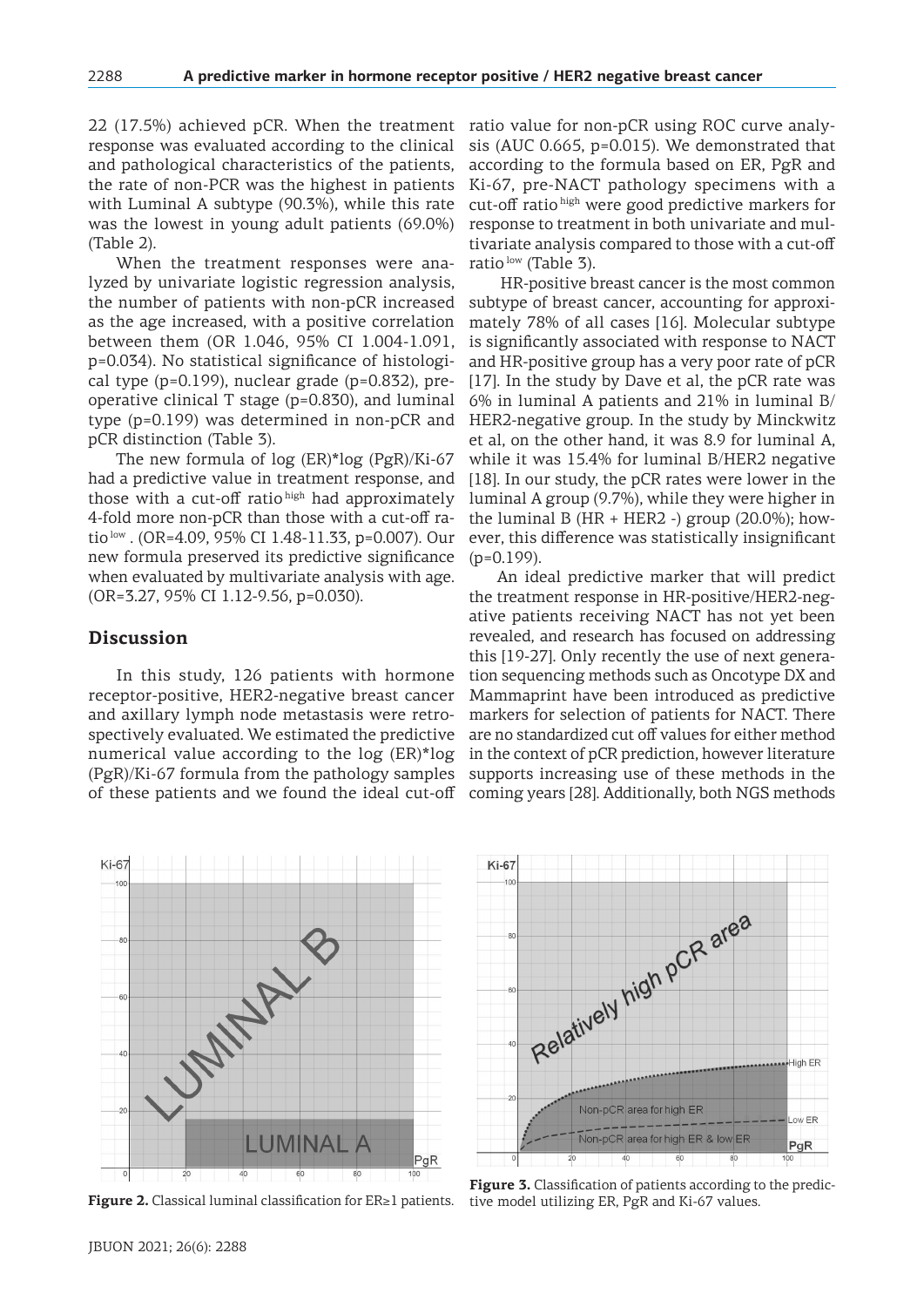22 (17.5%) achieved pCR. When the treatment response was evaluated according to the clinical and pathological characteristics of the patients, the rate of non-PCR was the highest in patients with Luminal A subtype (90.3%), while this rate was the lowest in young adult patients (69.0%) (Table 2).

When the treatment responses were analyzed by univariate logistic regression analysis, the number of patients with non-pCR increased as the age increased, with a positive correlation between them (OR 1.046, 95% CI 1.004-1.091, p=0.034). No statistical significance of histological type (p=0.199), nuclear grade (p=0.832), preoperative clinical T stage (p=0.830), and luminal type (p=0.199) was determined in non-pCR and pCR distinction (Table 3).

The new formula of log (ER)*log (PgR)/Ki-67 had a predictive value in treatment response, and those with a cut-off ratio $^{high}$ had approximately 4-fold more non-pCR than those with a cut-off ratio $^{low}$ . (OR=4.09, 95% CI 1.48-11.33, p=0.007). Our new formula preserved its predictive significance when evaluated by multivariate analysis with age. (OR=3.27, 95% CI 1.12-9.56, p=0.030).

## Discussion

In this study, 126 patients with hormone receptor-positive, HER2-negative breast cancer and axillary lymph node metastasis were retrospectively evaluated. We estimated the predictive numerical value according to the log (ER)*log (PgR)/Ki-67 formula from the pathology samples of these patients and we found the ideal cut-off ratio value for non-pCR using ROC curve analysis (AUC 0.665, p=0.015). We demonstrated that according to the formula based on ER, PgR and Ki-67, pre-NACT pathology specimens with a cut-off ratio $^{high}$ were good predictive markers for response to treatment in both univariate and multivariate analysis compared to those with a cut-off ratio $^{low}$ (Table 3).

HR-positive breast cancer is the most common subtype of breast cancer, accounting for approximately 78% of all cases [16]. Molecular subtype is significantly associated with response to NACT and HR-positive group has a very poor rate of pCR [17]. In the study by Dave et al, the pCR rate was 6% in luminal A patients and 21% in luminal B/HER2-negative group. In the study by Minckwitz et al, on the other hand, it was 8.9 for luminal A, while it was 15.4% for luminal B/HER2 negative [18]. In our study, the pCR rates were lower in the luminal A group (9.7%), while they were higher in the luminal B (HR + HER2 -) group (20.0%); however, this difference was statistically insignificant (p=0.199).

An ideal predictive marker that will predict the treatment response in HR-positive/HER2-negative patients receiving NACT has not yet been revealed, and research has focused on addressing this [19-27]. Only recently the use of next generation sequencing methods such as Oncotype DX and Mammaprint have been introduced as predictive markers for selection of patients for NACT. There are no standardized cut off values for either method in the context of pCR prediction, however literature supports increasing use of these methods in the coming years [28]. Additionally, both NGS methods

**Figure 2.** Classical luminal classification for ER≥1 patients.

**Figure 3.** Classification of patients according to the predictive model utilizing ER, PgR and Ki-67 values.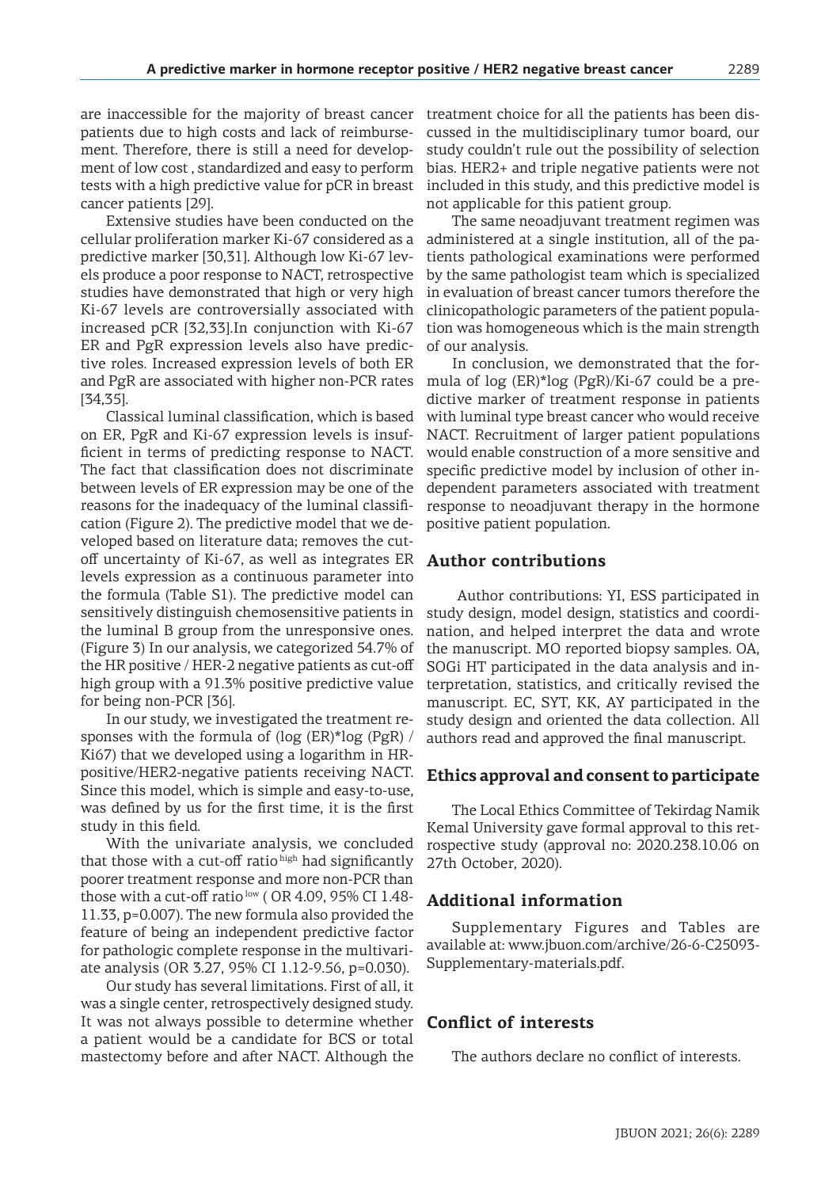are inaccessible for the majority of breast cancer patients due to high costs and lack of reimbursement. Therefore, there is still a need for development of low cost , standardized and easy to perform tests with a high predictive value for pCR in breast cancer patients [29].

Extensive studies have been conducted on the cellular proliferation marker Ki-67 considered as a predictive marker [30,31]. Although low Ki-67 levels produce a poor response to NACT, retrospective studies have demonstrated that high or very high Ki-67 levels are controversially associated with increased pCR [32,33].In conjunction with Ki-67 ER and PgR expression levels also have predictive roles. Increased expression levels of both ER and PgR are associated with higher non-PCR rates [34,35].

Classical luminal classification, which is based on ER, PgR and Ki-67 expression levels is insufficient in terms of predicting response to NACT. The fact that classification does not discriminate between levels of ER expression may be one of the reasons for the inadequacy of the luminal classification (Figure 2). The predictive model that we developed based on literature data; removes the cutoff uncertainty of Ki-67, as well as integrates ER levels expression as a continuous parameter into the formula (Table S1). The predictive model can sensitively distinguish chemosensitive patients in the luminal B group from the unresponsive ones. (Figure 3) In our analysis, we categorized 54.7% of the HR positive / HER-2 negative patients as cut-off high group with a 91.3% positive predictive value for being non-PCR [36].

In our study, we investigated the treatment responses with the formula of (log (ER)*log (PgR) / Ki67) that we developed using a logarithm in HR-positive/HER2-negative patients receiving NACT. Since this model, which is simple and easy-to-use, was defined by us for the first time, it is the first study in this field.

With the univariate analysis, we concluded that those with a cut-off ratio $^{high}$ had significantly poorer treatment response and more non-PCR than those with a cut-off ratio $^{low}$ ( OR 4.09, 95% CI 1.48-11.33, p=0.007). The new formula also provided the feature of being an independent predictive factor for pathologic complete response in the multivariate analysis (OR 3.27, 95% CI 1.12-9.56, p=0.030).

Our study has several limitations. First of all, it was a single center, retrospectively designed study. It was not always possible to determine whether a patient would be a candidate for BCS or total mastectomy before and after NACT. Although the treatment choice for all the patients has been discussed in the multidisciplinary tumor board, our study couldn't rule out the possibility of selection bias. HER2+ and triple negative patients were not included in this study, and this predictive model is not applicable for this patient group.

The same neoadjuvant treatment regimen was administered at a single institution, all of the patients pathological examinations were performed by the same pathologist team which is specialized in evaluation of breast cancer tumors therefore the clinicopathologic parameters of the patient population was homogeneous which is the main strength of our analysis.

In conclusion, we demonstrated that the formula of log (ER)*log (PgR)/Ki-67 could be a predictive marker of treatment response in patients with luminal type breast cancer who would receive NACT. Recruitment of larger patient populations would enable construction of a more sensitive and specific predictive model by inclusion of other independent parameters associated with treatment response to neoadjuvant therapy in the hormone positive patient population.

## Author contributions

Author contributions: YI, ESS participated in study design, model design, statistics and coordination, and helped interpret the data and wrote the manuscript. MO reported biopsy samples. OA, SOGi HT participated in the data analysis and interpretation, statistics, and critically revised the manuscript. EC, SYT, KK, AY participated in the study design and oriented the data collection. All authors read and approved the final manuscript.

## Ethics approval and consent to participate

The Local Ethics Committee of Tekirdag Namik Kemal University gave formal approval to this retrospective study (approval no: 2020.238.10.06 on 27th October, 2020).

## Additional information

Supplementary Figures and Tables are available at: www.jbuon.com/archive/26-6-C25093-Supplementary-materials.pdf.

## Conflict of interests

The authors declare no conflict of interests.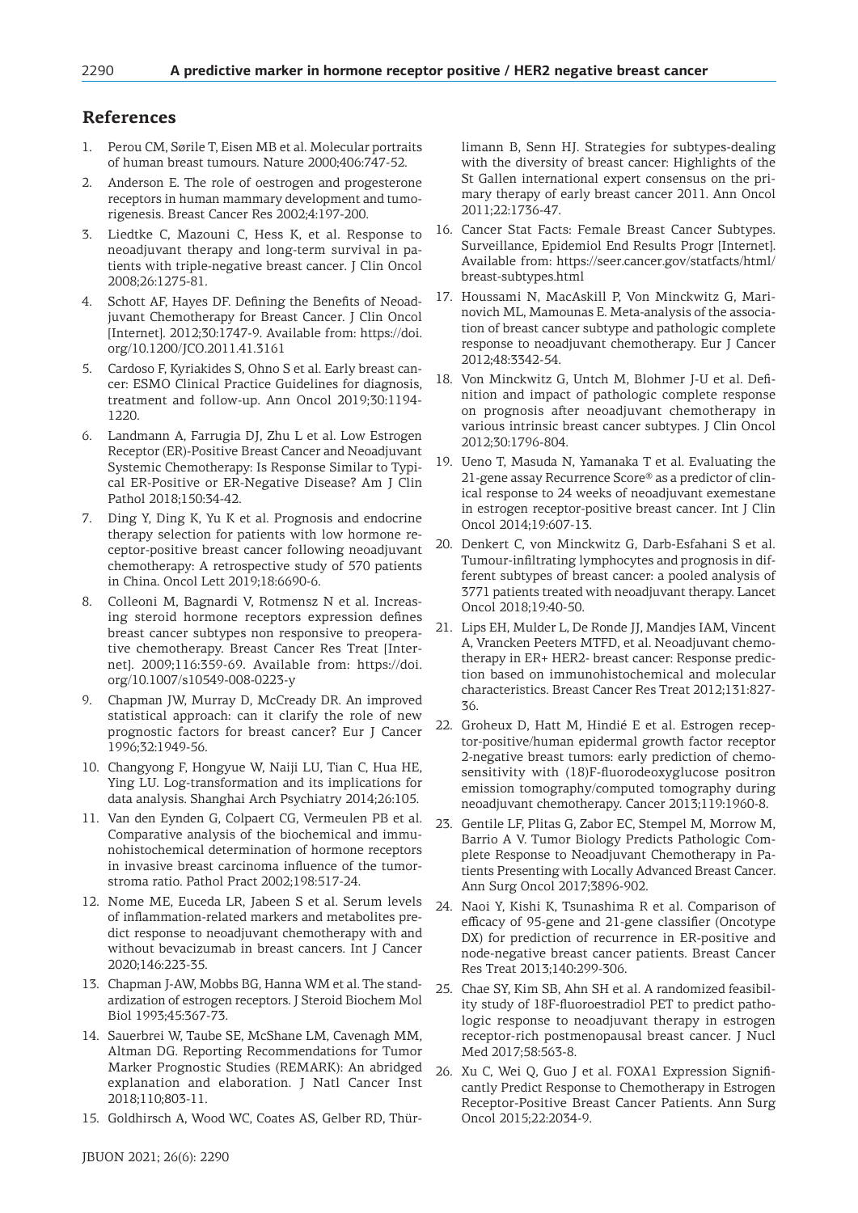## References

1. Perou CM, Sørile T, Eisen MB et al. Molecular portraits of human breast tumours. Nature 2000;406:747-52.
2. Anderson E. The role of oestrogen and progesterone receptors in human mammary development and tumorigenesis. Breast Cancer Res 2002;4:197-200.
3. Liedtke C, Mazouni C, Hess K, et al. Response to neoadjuvant therapy and long-term survival in patients with triple-negative breast cancer. J Clin Oncol 2008;26:1275-81.
4. Schott AF, Hayes DF. Defining the Benefits of Neoadjuvant Chemotherapy for Breast Cancer. J Clin Oncol [Internet]. 2012;30:1747-9. Available from: https://doi.org/10.1200/JCO.2011.41.3161
5. Cardoso F, Kyriakides S, Ohno S et al. Early breast cancer: ESMO Clinical Practice Guidelines for diagnosis, treatment and follow-up. Ann Oncol 2019;30:1194-1220.
6. Landmann A, Farrugia DJ, Zhu L et al. Low Estrogen Receptor (ER)-Positive Breast Cancer and Neoadjuvant Systemic Chemotherapy: Is Response Similar to Typical ER-Positive or ER-Negative Disease? Am J Clin Pathol 2018;150:34-42.
7. Ding Y, Ding K, Yu K et al. Prognosis and endocrine therapy selection for patients with low hormone receptor-positive breast cancer following neoadjuvant chemotherapy: A retrospective study of 570 patients in China. Oncol Lett 2019;18:6690-6.
8. Colleoni M, Bagnardi V, Rotmensz N et al. Increasing steroid hormone receptors expression defines breast cancer subtypes non responsive to preoperative chemotherapy. Breast Cancer Res Treat [Internet]. 2009;116:359-69. Available from: https://doi.org/10.1007/s10549-008-0223-y
9. Chapman JW, Murray D, McCready DR. An improved statistical approach: can it clarify the role of new prognostic factors for breast cancer? Eur J Cancer 1996;32:1949-56.
10. Changyong F, Hongyue W, Naiji LU, Tian C, Hua HE, Ying LU. Log-transformation and its implications for data analysis. Shanghai Arch Psychiatry 2014;26:105.
11. Van den Eynden G, Colpaert CG, Vermeulen PB et al. Comparative analysis of the biochemical and immunohistochemical determination of hormone receptors in invasive breast carcinoma influence of the tumorstroma ratio. Pathol Pract 2002;198:517-24.
12. Nome ME, Euceda LR, Jabeen S et al. Serum levels of inflammation-related markers and metabolites predict response to neoadjuvant chemotherapy with and without bevacizumab in breast cancers. Int J Cancer 2020;146:223-35.
13. Chapman J-AW, Mobbs BG, Hanna WM et al. The standardization of estrogen receptors. J Steroid Biochem Mol Biol 1993;45:367-73.
14. Sauerbrei W, Taube SE, McShane LM, Cavenagh MM, Altman DG. Reporting Recommendations for Tumor Marker Prognostic Studies (REMARK): An abridged explanation and elaboration. J Natl Cancer Inst 2018;110;803-11.
15. Goldhirsch A, Wood WC, Coates AS, Gelber RD, Thürlimann B, Senn HJ. Strategies for subtypes-dealing with the diversity of breast cancer: Highlights of the St Gallen international expert consensus on the primary therapy of early breast cancer 2011. Ann Oncol 2011;22:1736-47.
16. Cancer Stat Facts: Female Breast Cancer Subtypes. Surveillance, Epidemiol End Results Progr [Internet]. Available from: https://seer.cancer.gov/statfacts/html/breast-subtypes.html
17. Houssami N, MacAskill P, Von Minckwitz G, Marinovich ML, Mamounas E. Meta-analysis of the association of breast cancer subtype and pathologic complete response to neoadjuvant chemotherapy. Eur J Cancer 2012;48:3342-54.
18. Von Minckwitz G, Untch M, Blohmer J-U et al. Definition and impact of pathologic complete response on prognosis after neoadjuvant chemotherapy in various intrinsic breast cancer subtypes. J Clin Oncol 2012;30:1796-804.
19. Ueno T, Masuda N, Yamanaka T et al. Evaluating the 21-gene assay Recurrence Score® as a predictor of clinical response to 24 weeks of neoadjuvant exemestane in estrogen receptor-positive breast cancer. Int J Clin Oncol 2014;19:607-13.
20. Denkert C, von Minckwitz G, Darb-Esfahani S et al. Tumour-infiltrating lymphocytes and prognosis in different subtypes of breast cancer: a pooled analysis of 3771 patients treated with neoadjuvant therapy. Lancet Oncol 2018;19:40-50.
21. Lips EH, Mulder L, De Ronde JJ, Mandjes IAM, Vincent A, Vrancken Peeters MTFD, et al. Neoadjuvant chemotherapy in ER+ HER2- breast cancer: Response prediction based on immunohistochemical and molecular characteristics. Breast Cancer Res Treat 2012;131:827-36.
22. Groheux D, Hatt M, Hindié E et al. Estrogen receptor-positive/human epidermal growth factor receptor 2-negative breast tumors: early prediction of chemosensitivity with (18)F-fluorodeoxyglucose positron emission tomography/computed tomography during neoadjuvant chemotherapy. Cancer 2013;119:1960-8.
23. Gentile LF, Plitas G, Zabor EC, Stempel M, Morrow M, Barrio A V. Tumor Biology Predicts Pathologic Complete Response to Neoadjuvant Chemotherapy in Patients Presenting with Locally Advanced Breast Cancer. Ann Surg Oncol 2017;3896-902.
24. Naoi Y, Kishi K, Tsunashima R et al. Comparison of efficacy of 95-gene and 21-gene classifier (Oncotype DX) for prediction of recurrence in ER-positive and node-negative breast cancer patients. Breast Cancer Res Treat 2013;140:299-306.
25. Chae SY, Kim SB, Ahn SH et al. A randomized feasibility study of 18F-fluoroestradiol PET to predict pathologic response to neoadjuvant therapy in estrogen receptor-rich postmenopausal breast cancer. J Nucl Med 2017;58:563-8.
26. Xu C, Wei Q, Guo J et al. FOXA1 Expression Significantly Predict Response to Chemotherapy in Estrogen Receptor-Positive Breast Cancer Patients. Ann Surg Oncol 2015;22:2034-9.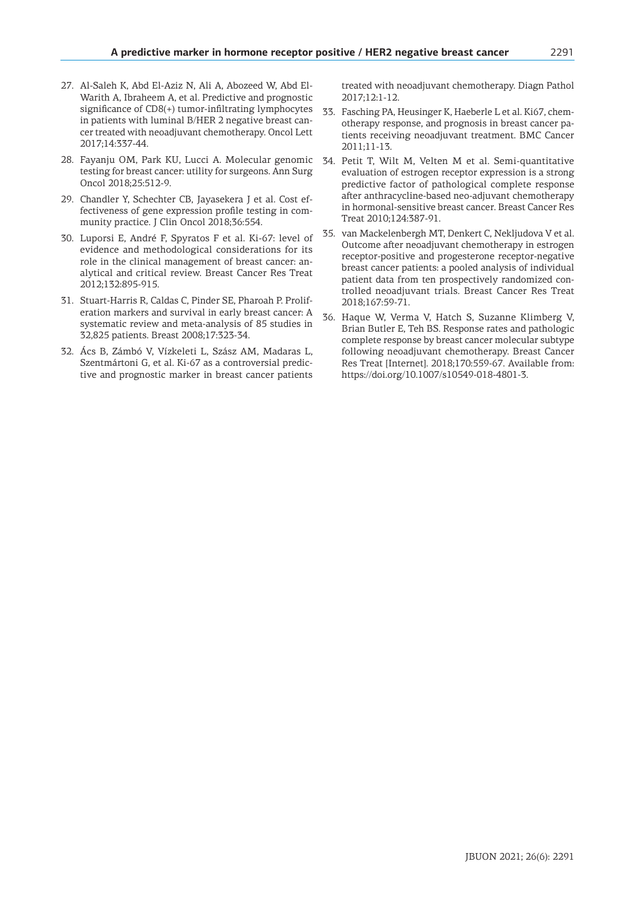27. Al-Saleh K, Abd El-Aziz N, Ali A, Abozeed W, Abd El-Warith A, Ibraheem A, et al. Predictive and prognostic significance of CD8(+) tumor-infiltrating lymphocytes in patients with luminal B/HER 2 negative breast cancer treated with neoadjuvant chemotherapy. Oncol Lett 2017;14:337-44.
28. Fayanju OM, Park KU, Lucci A. Molecular genomic testing for breast cancer: utility for surgeons. Ann Surg Oncol 2018;25:512-9.
29. Chandler Y, Schechter CB, Jayasekera J et al. Cost effectiveness of gene expression profile testing in community practice. J Clin Oncol 2018;36:554.
30. Luporsi E, André F, Spyratos F et al. Ki-67: level of evidence and methodological considerations for its role in the clinical management of breast cancer: analytical and critical review. Breast Cancer Res Treat 2012;132:895-915.
31. Stuart-Harris R, Caldas C, Pinder SE, Pharoah P. Proliferation markers and survival in early breast cancer: A systematic review and meta-analysis of 85 studies in 32,825 patients. Breast 2008;17:323-34.
32. Ács B, Zámbó V, Vízkeleti L, Szász AM, Madaras L, Szentmártoni G, et al. Ki-67 as a controversial predictive and prognostic marker in breast cancer patients treated with neoadjuvant chemotherapy. Diagn Pathol 2017;12:1-12.
33. Fasching PA, Heusinger K, Haeberle L et al. Ki67, chemotherapy response, and prognosis in breast cancer patients receiving neoadjuvant treatment. BMC Cancer 2011;11-13.
34. Petit T, Wilt M, Velten M et al. Semi-quantitative evaluation of estrogen receptor expression is a strong predictive factor of pathological complete response after anthracycline-based neo-adjuvant chemotherapy in hormonal-sensitive breast cancer. Breast Cancer Res Treat 2010;124:387-91.
35. van Mackelenbergh MT, Denkert C, Nekljudova V et al. Outcome after neoadjuvant chemotherapy in estrogen receptor-positive and progesterone receptor-negative breast cancer patients: a pooled analysis of individual patient data from ten prospectively randomized controlled neoadjuvant trials. Breast Cancer Res Treat 2018;167:59-71.
36. Haque W, Verma V, Hatch S, Suzanne Klimberg V, Brian Butler E, Teh BS. Response rates and pathologic complete response by breast cancer molecular subtype following neoadjuvant chemotherapy. Breast Cancer Res Treat [Internet]. 2018;170:559-67. Available from: https://doi.org/10.1007/s10549-018-4801-3.